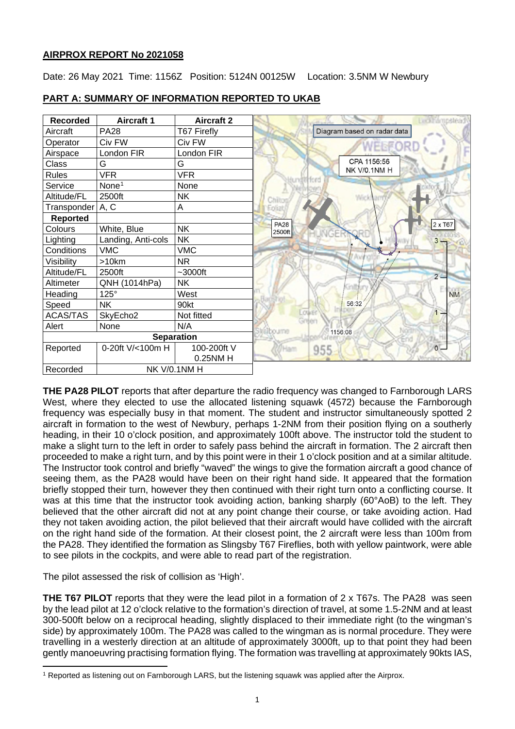**AIRPROX REPORT No 2021058**

Date: 26 May 2021 Time: 1156Z Position: 5124N 00125W Location: 3.5NM W Newbury

## PART A: SUMMARY OF INFORMATION REPORTED TO UKAB

| Recorded | Aircraft 1 | Aircraft 2 |
|---|---|---|
| Aircraft | PA28 | T67 Firefly |
| Operator | Civ FW | Civ FW |
| Airspace | London FIR | London FIR |
| Class | G | G |
| Rules | VFR | VFR |
| Service | None[1] | None |
| Altitude/FL | 2500ft | NK |
| Transponder | A, C | A |
| **Reported** | | |
| Colours | White, Blue | NK |
| Lighting | Landing, Anti-cols | NK |
| Conditions | VMC | VMC |
| Visibility | >10km | NR |
| Altitude/FL | 2500ft | ~3000ft |
| Altimeter | QNH (1014hPa) | NK |
| Heading | 125° | West |
| Speed | NK | 90kt |
| ACAS/TAS | SkyEcho2 | Not fitted |
| Alert | None | N/A |
| **Separation** | | |
| Reported | 0-20ft V/<100m H | 100-200ft V 0.25NM H |
| Recorded | NK V/0.1NM H | |

Diagram based on radar data

CPA 1156:56 NK V/0.1NM H

PA28 2500ft

2 x T67

56:32

1156:08

**THE PA28 PILOT** reports that after departure the radio frequency was changed to Farnborough LARS West, where they elected to use the allocated listening squawk (4572) because the Farnborough frequency was especially busy in that moment. The student and instructor simultaneously spotted 2 aircraft in formation to the west of Newbury, perhaps 1-2NM from their position flying on a southerly heading, in their 10 o'clock position, and approximately 100ft above. The instructor told the student to make a slight turn to the left in order to safely pass behind the aircraft in formation. The 2 aircraft then proceeded to make a right turn, and by this point were in their 1 o'clock position and at a similar altitude. The Instructor took control and briefly "waved" the wings to give the formation aircraft a good chance of seeing them, as the PA28 would have been on their right hand side. It appeared that the formation briefly stopped their turn, however they then continued with their right turn onto a conflicting course. It was at this time that the instructor took avoiding action, banking sharply (60°AoB) to the left. They believed that the other aircraft did not at any point change their course, or take avoiding action. Had they not taken avoiding action, the pilot believed that their aircraft would have collided with the aircraft on the right hand side of the formation. At their closest point, the 2 aircraft were less than 100m from the PA28. They identified the formation as Slingsby T67 Fireflies, both with yellow paintwork, were able to see pilots in the cockpits, and were able to read part of the registration.

The pilot assessed the risk of collision as 'High'.

**THE T67 PILOT** reports that they were the lead pilot in a formation of 2 x T67s. The PA28 was seen by the lead pilot at 12 o'clock relative to the formation's direction of travel, at some 1.5-2NM and at least 300-500ft below on a reciprocal heading, slightly displaced to their immediate right (to the wingman's side) by approximately 100m. The PA28 was called to the wingman as is normal procedure. They were travelling in a westerly direction at an altitude of approximately 3000ft, up to that point they had been gently manoeuvring practising formation flying. The formation was travelling at approximately 90kts IAS,

[1] Reported as listening out on Farnborough LARS, but the listening squawk was applied after the Airprox.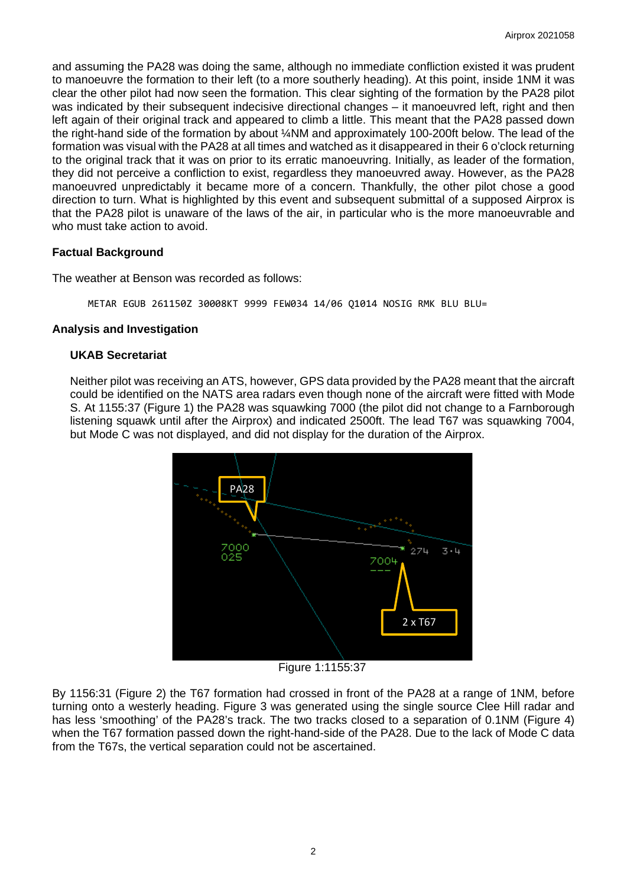and assuming the PA28 was doing the same, although no immediate confliction existed it was prudent to manoeuvre the formation to their left (to a more southerly heading). At this point, inside 1NM it was clear the other pilot had now seen the formation. This clear sighting of the formation by the PA28 pilot was indicated by their subsequent indecisive directional changes – it manoeuvred left, right and then left again of their original track and appeared to climb a little. This meant that the PA28 passed down the right-hand side of the formation by about ¼NM and approximately 100-200ft below. The lead of the formation was visual with the PA28 at all times and watched as it disappeared in their 6 o'clock returning to the original track that it was on prior to its erratic manoeuvring. Initially, as leader of the formation, they did not perceive a confliction to exist, regardless they manoeuvred away. However, as the PA28 manoeuvred unpredictably it became more of a concern. Thankfully, the other pilot chose a good direction to turn. What is highlighted by this event and subsequent submittal of a supposed Airprox is that the PA28 pilot is unaware of the laws of the air, in particular who is the more manoeuvrable and who must take action to avoid.

### Factual Background

The weather at Benson was recorded as follows:

```
METAR EGUB 261150Z 30008KT 9999 FEW034 14/06 Q1014 NOSIG RMK BLU BLU=
```

### Analysis and Investigation

#### UKAB Secretariat

Neither pilot was receiving an ATS, however, GPS data provided by the PA28 meant that the aircraft could be identified on the NATS area radars even though none of the aircraft were fitted with Mode S. At 1155:37 (Figure 1) the PA28 was squawking 7000 (the pilot did not change to a Farnborough listening squawk until after the Airprox) and indicated 2500ft. The lead T67 was squawking 7004, but Mode C was not displayed, and did not display for the duration of the Airprox.

Figure 1:1155:37

By 1156:31 (Figure 2) the T67 formation had crossed in front of the PA28 at a range of 1NM, before turning onto a westerly heading. Figure 3 was generated using the single source Clee Hill radar and has less 'smoothing' of the PA28's track. The two tracks closed to a separation of 0.1NM (Figure 4) when the T67 formation passed down the right-hand-side of the PA28. Due to the lack of Mode C data from the T67s, the vertical separation could not be ascertained.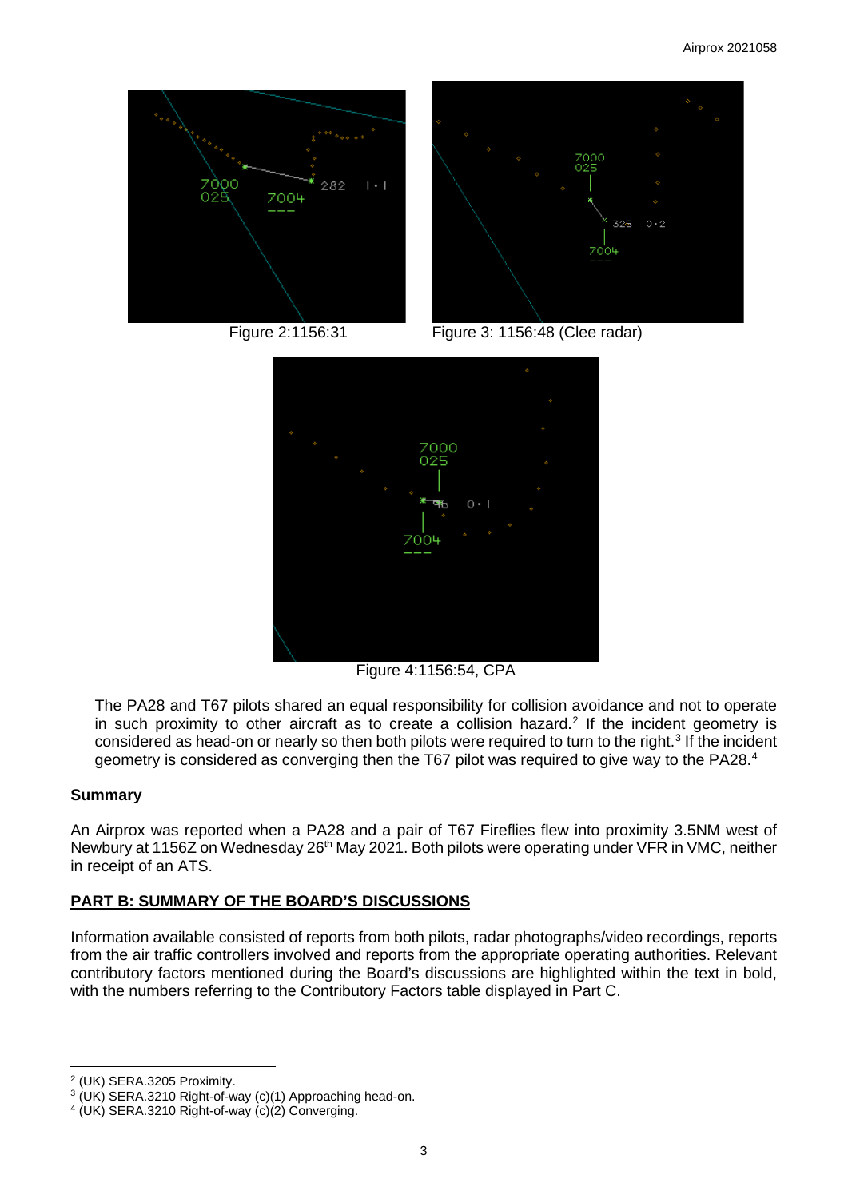Figure 2:1156:31

Figure 3: 1156:48 (Clee radar)

Figure 4:1156:54, CPA

The PA28 and T67 pilots shared an equal responsibility for collision avoidance and not to operate in such proximity to other aircraft as to create a collision hazard.[2] If the incident geometry is considered as head-on or nearly so then both pilots were required to turn to the right.[3] If the incident geometry is considered as converging then the T67 pilot was required to give way to the PA28.[4]

## Summary

An Airprox was reported when a PA28 and a pair of T67 Fireflies flew into proximity 3.5NM west of Newbury at 1156Z on Wednesday 26th May 2021. Both pilots were operating under VFR in VMC, neither in receipt of an ATS.

## PART B: SUMMARY OF THE BOARD'S DISCUSSIONS

Information available consisted of reports from both pilots, radar photographs/video recordings, reports from the air traffic controllers involved and reports from the appropriate operating authorities. Relevant contributory factors mentioned during the Board's discussions are highlighted within the text in bold, with the numbers referring to the Contributory Factors table displayed in Part C.

---

[2] (UK) SERA.3205 Proximity.

[3] (UK) SERA.3210 Right-of-way (c)(1) Approaching head-on.

[4] (UK) SERA.3210 Right-of-way (c)(2) Converging.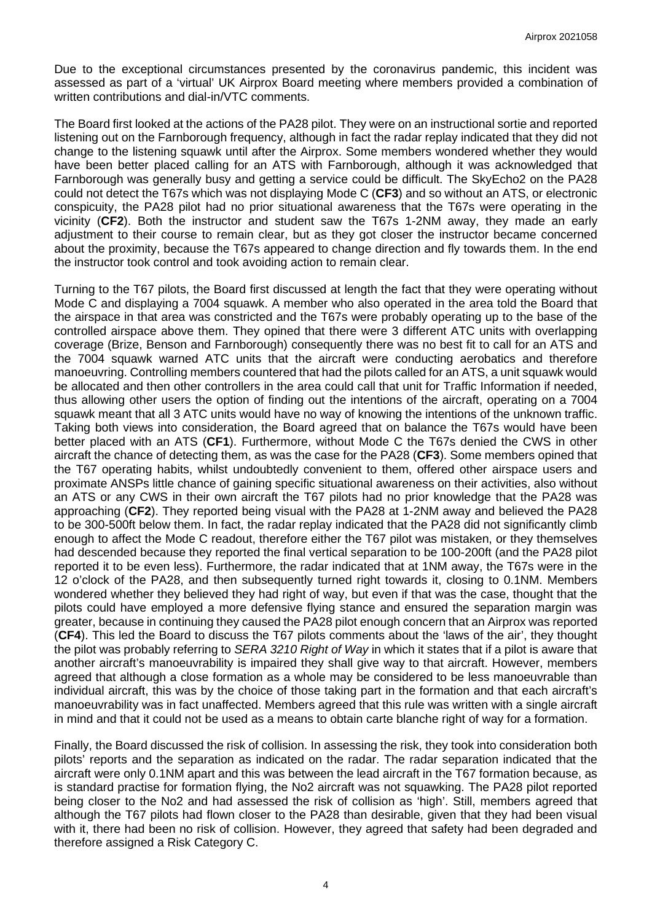Due to the exceptional circumstances presented by the coronavirus pandemic, this incident was assessed as part of a 'virtual' UK Airprox Board meeting where members provided a combination of written contributions and dial-in/VTC comments.

The Board first looked at the actions of the PA28 pilot. They were on an instructional sortie and reported listening out on the Farnborough frequency, although in fact the radar replay indicated that they did not change to the listening squawk until after the Airprox. Some members wondered whether they would have been better placed calling for an ATS with Farnborough, although it was acknowledged that Farnborough was generally busy and getting a service could be difficult. The SkyEcho2 on the PA28 could not detect the T67s which was not displaying Mode C (**CF3**) and so without an ATS, or electronic conspicuity, the PA28 pilot had no prior situational awareness that the T67s were operating in the vicinity (**CF2**). Both the instructor and student saw the T67s 1-2NM away, they made an early adjustment to their course to remain clear, but as they got closer the instructor became concerned about the proximity, because the T67s appeared to change direction and fly towards them. In the end the instructor took control and took avoiding action to remain clear.

Turning to the T67 pilots, the Board first discussed at length the fact that they were operating without Mode C and displaying a 7004 squawk. A member who also operated in the area told the Board that the airspace in that area was constricted and the T67s were probably operating up to the base of the controlled airspace above them. They opined that there were 3 different ATC units with overlapping coverage (Brize, Benson and Farnborough) consequently there was no best fit to call for an ATS and the 7004 squawk warned ATC units that the aircraft were conducting aerobatics and therefore manoeuvring. Controlling members countered that had the pilots called for an ATS, a unit squawk would be allocated and then other controllers in the area could call that unit for Traffic Information if needed, thus allowing other users the option of finding out the intentions of the aircraft, operating on a 7004 squawk meant that all 3 ATC units would have no way of knowing the intentions of the unknown traffic. Taking both views into consideration, the Board agreed that on balance the T67s would have been better placed with an ATS (**CF1**). Furthermore, without Mode C the T67s denied the CWS in other aircraft the chance of detecting them, as was the case for the PA28 (**CF3**). Some members opined that the T67 operating habits, whilst undoubtedly convenient to them, offered other airspace users and proximate ANSPs little chance of gaining specific situational awareness on their activities, also without an ATS or any CWS in their own aircraft the T67 pilots had no prior knowledge that the PA28 was approaching (**CF2**). They reported being visual with the PA28 at 1-2NM away and believed the PA28 to be 300-500ft below them. In fact, the radar replay indicated that the PA28 did not significantly climb enough to affect the Mode C readout, therefore either the T67 pilot was mistaken, or they themselves had descended because they reported the final vertical separation to be 100-200ft (and the PA28 pilot reported it to be even less). Furthermore, the radar indicated that at 1NM away, the T67s were in the 12 o'clock of the PA28, and then subsequently turned right towards it, closing to 0.1NM. Members wondered whether they believed they had right of way, but even if that was the case, thought that the pilots could have employed a more defensive flying stance and ensured the separation margin was greater, because in continuing they caused the PA28 pilot enough concern that an Airprox was reported (**CF4**). This led the Board to discuss the T67 pilots comments about the 'laws of the air', they thought the pilot was probably referring to *SERA 3210 Right of Way* in which it states that if a pilot is aware that another aircraft's manoeuvrability is impaired they shall give way to that aircraft. However, members agreed that although a close formation as a whole may be considered to be less manoeuvrable than individual aircraft, this was by the choice of those taking part in the formation and that each aircraft's manoeuvrability was in fact unaffected. Members agreed that this rule was written with a single aircraft in mind and that it could not be used as a means to obtain carte blanche right of way for a formation.

Finally, the Board discussed the risk of collision. In assessing the risk, they took into consideration both pilots' reports and the separation as indicated on the radar. The radar separation indicated that the aircraft were only 0.1NM apart and this was between the lead aircraft in the T67 formation because, as is standard practise for formation flying, the No2 aircraft was not squawking. The PA28 pilot reported being closer to the No2 and had assessed the risk of collision as 'high'. Still, members agreed that although the T67 pilots had flown closer to the PA28 than desirable, given that they had been visual with it, there had been no risk of collision. However, they agreed that safety had been degraded and therefore assigned a Risk Category C.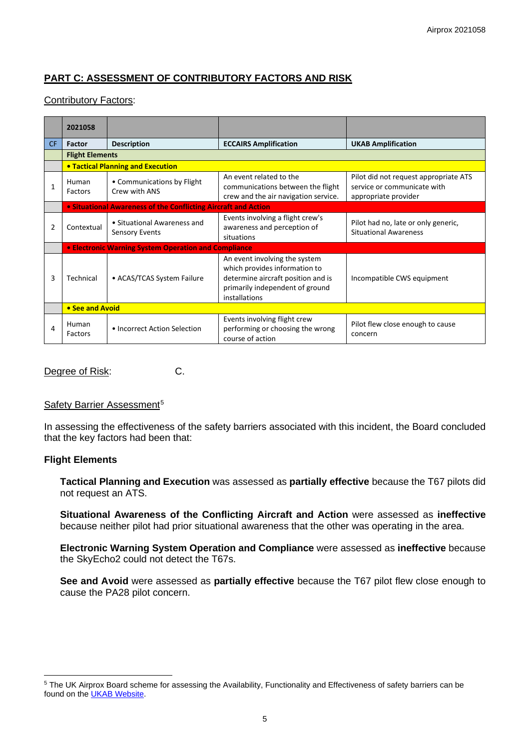## PART C: ASSESSMENT OF CONTRIBUTORY FACTORS AND RISK

Contributory Factors:

| | 2021058 | | | |
|---|---|---|---|---|
| CF | Factor | Description | ECCAIRS Amplification | UKAB Amplification |
| | **Flight Elements** | | | |
| | **• Tactical Planning and Execution** | | | |
| 1 | Human Factors | • Communications by Flight Crew with ANS | An event related to the communications between the flight crew and the air navigation service. | Pilot did not request appropriate ATS service or communicate with appropriate provider |
| | **• Situational Awareness of the Conflicting Aircraft and Action** | | | |
| 2 | Contextual | • Situational Awareness and Sensory Events | Events involving a flight crew's awareness and perception of situations | Pilot had no, late or only generic, Situational Awareness |
| | **• Electronic Warning System Operation and Compliance** | | | |
| 3 | Technical | • ACAS/TCAS System Failure | An event involving the system which provides information to determine aircraft position and is primarily independent of ground installations | Incompatible CWS equipment |
| | **• See and Avoid** | | | |
| 4 | Human Factors | • Incorrect Action Selection | Events involving flight crew performing or choosing the wrong course of action | Pilot flew close enough to cause concern |

Degree of Risk: C.

Safety Barrier Assessment[5]

In assessing the effectiveness of the safety barriers associated with this incident, the Board concluded that the key factors had been that:

**Flight Elements**

**Tactical Planning and Execution** was assessed as **partially effective** because the T67 pilots did not request an ATS.

**Situational Awareness of the Conflicting Aircraft and Action** were assessed as **ineffective** because neither pilot had prior situational awareness that the other was operating in the area.

**Electronic Warning System Operation and Compliance** were assessed as **ineffective** because the SkyEcho2 could not detect the T67s.

**See and Avoid** were assessed as **partially effective** because the T67 pilot flew close enough to cause the PA28 pilot concern.

---

[5] The UK Airprox Board scheme for assessing the Availability, Functionality and Effectiveness of safety barriers can be found on the UKAB Website.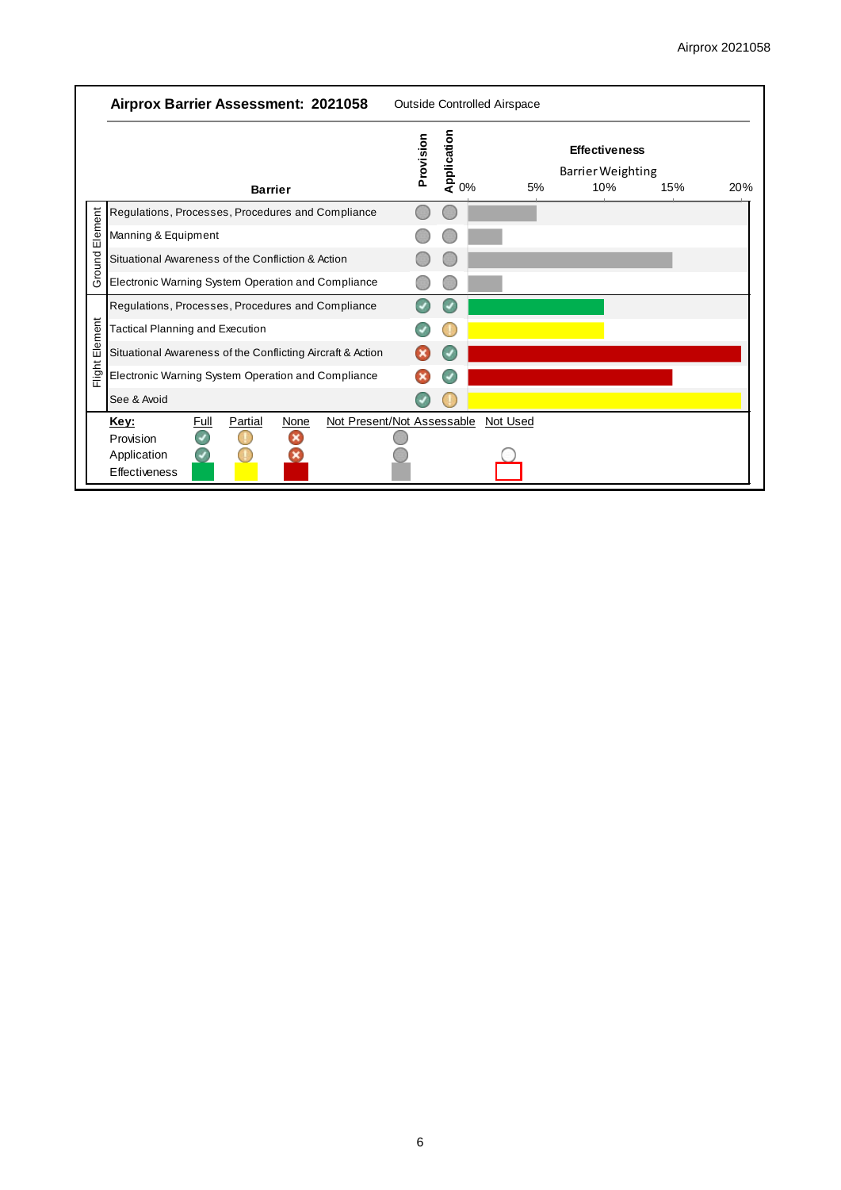**Airprox Barrier Assessment: 2021058** Outside Controlled Airspace

Barrier

Provision

Application

Effectiveness

Barrier Weighting

0% 5% 10% 15% 20%

Ground Element

Regulations, Processes, Procedures and Compliance

Manning & Equipment

Situational Awareness of the Confliction & Action

Electronic Warning System Operation and Compliance

Flight Element

Regulations, Processes, Procedures and Compliance

Tactical Planning and Execution

Situational Awareness of the Conflicting Aircraft & Action

Electronic Warning System Operation and Compliance

See & Avoid

**Key:** Full Partial None Not Present/Not Assessable Not Used

Provision

Application

Effectiveness